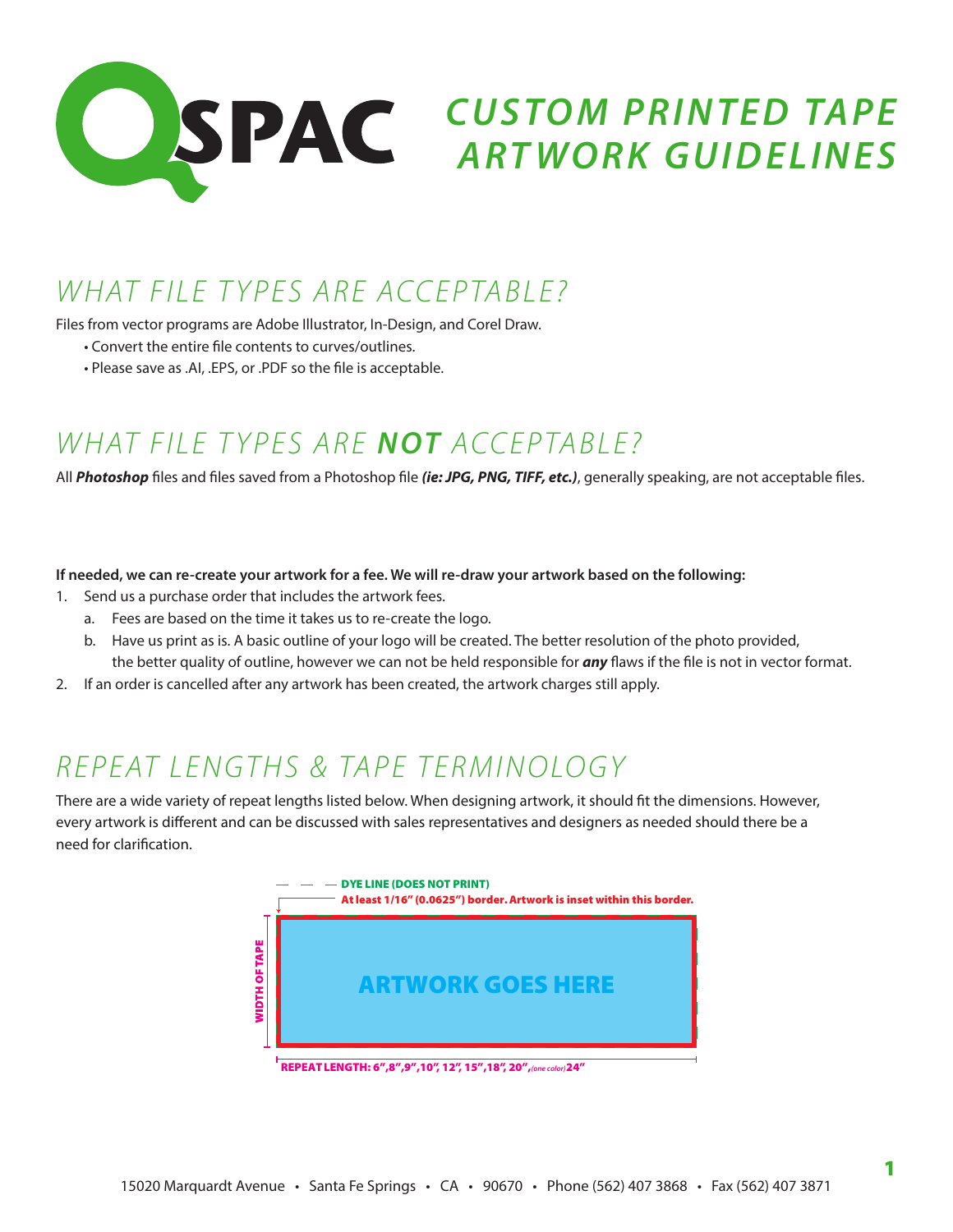# QSPAC CUSTOM PRINTED TAPE ARTWORK GUIDELINES

## WHAT FILE TYPES ARE ACCEPTABLE?

Files from vector programs are Adobe Illustrator, In-Design, and Corel Draw.

- Convert the entire file contents to curves/outlines.
- Please save as .AI, .EPS, or .PDF so the file is acceptable.

## WHAT FILE TYPES ARE ***NOT*** ACCEPTABLE?

All ***Photoshop*** files and files saved from a Photoshop file ***(ie: JPG, PNG, TIFF, etc.)***, generally speaking, are not acceptable files.

**If needed, we can re-create your artwork for a fee. We will re-draw your artwork based on the following:**

1. Send us a purchase order that includes the artwork fees.
   a. Fees are based on the time it takes us to re-create the logo.
   b. Have us print as is. A basic outline of your logo will be created. The better resolution of the photo provided, the better quality of outline, however we can not be held responsible for ***any*** flaws if the file is not in vector format.
2. If an order is cancelled after any artwork has been created, the artwork charges still apply.

## REPEAT LENGTHS & TAPE TERMINOLOGY

There are a wide variety of repeat lengths listed below. When designing artwork, it should fit the dimensions. However, every artwork is different and can be discussed with sales representatives and designers as needed should there be a need for clarification.

DYE LINE (DOES NOT PRINT)

At least 1/16" (0.0625") border. Artwork is inset within this border.

WIDTH OF TAPE

ARTWORK GOES HERE

REPEAT LENGTH: 6",8",9",10", 12", 15",18", 20", *(one color)* 24"

15020 Marquardt Avenue • Santa Fe Springs • CA • 90670 • Phone (562) 407 3868 • Fax (562) 407 3871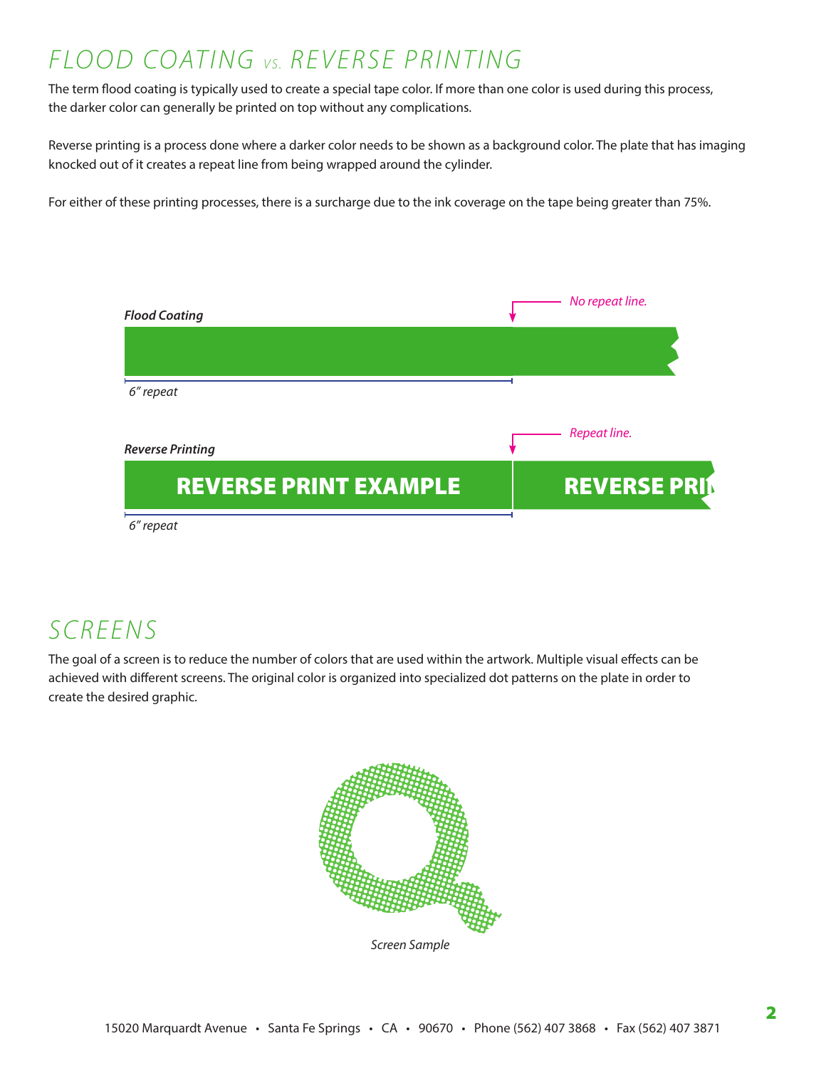# *FLOOD COATING vs. REVERSE PRINTING*

The term flood coating is typically used to create a special tape color. If more than one color is used during this process, the darker color can generally be printed on top without any complications.

Reverse printing is a process done where a darker color needs to be shown as a background color. The plate that has imaging knocked out of it creates a repeat line from being wrapped around the cylinder.

For either of these printing processes, there is a surcharge due to the ink coverage on the tape being greater than 75%.

***Flood Coating***

*No repeat line.*

*6" repeat*

***Reverse Printing***

*Repeat line.*

REVERSE PRINT EXAMPLE

REVERSE PRI

*6" repeat*

# *SCREENS*

The goal of a screen is to reduce the number of colors that are used within the artwork. Multiple visual effects can be achieved with different screens. The original color is organized into specialized dot patterns on the plate in order to create the desired graphic.

*Screen Sample*

15020 Marquardt Avenue • Santa Fe Springs • CA • 90670 • Phone (562) 407 3868 • Fax (562) 407 3871